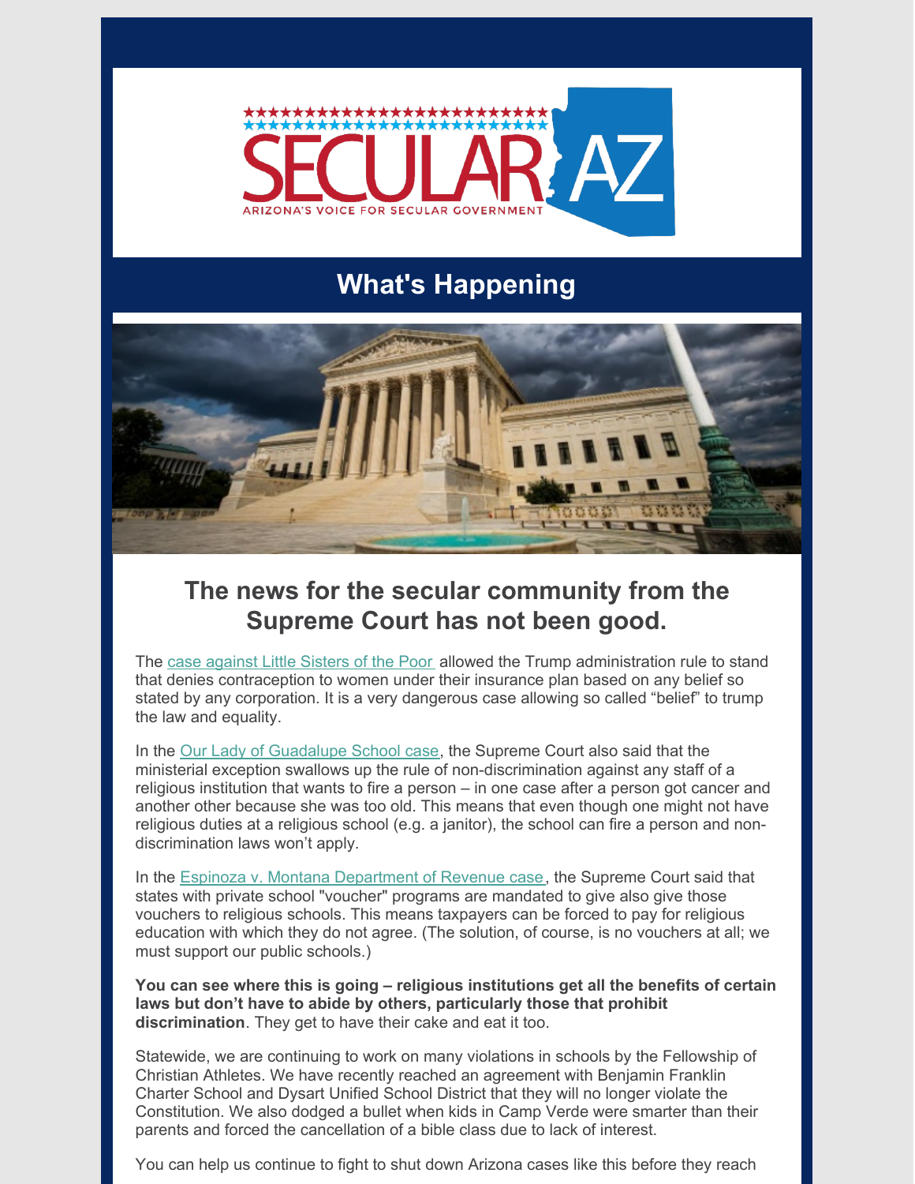SECULAR AZ

ARIZONA'S VOICE FOR SECULAR GOVERNMENT

# What's Happening

## The news for the secular community from the Supreme Court has not been good.

The case against Little Sisters of the Poor allowed the Trump administration rule to stand that denies contraception to women under their insurance plan based on any belief so stated by any corporation. It is a very dangerous case allowing so called "belief" to trump the law and equality.

In the Our Lady of Guadalupe School case, the Supreme Court also said that the ministerial exception swallows up the rule of non-discrimination against any staff of a religious institution that wants to fire a person – in one case after a person got cancer and another other because she was too old. This means that even though one might not have religious duties at a religious school (e.g. a janitor), the school can fire a person and non-discrimination laws won't apply.

In the Espinoza v. Montana Department of Revenue case, the Supreme Court said that states with private school "voucher" programs are mandated to give also give those vouchers to religious schools. This means taxpayers can be forced to pay for religious education with which they do not agree. (The solution, of course, is no vouchers at all; we must support our public schools.)

**You can see where this is going – religious institutions get all the benefits of certain laws but don't have to abide by others, particularly those that prohibit discrimination**. They get to have their cake and eat it too.

Statewide, we are continuing to work on many violations in schools by the Fellowship of Christian Athletes. We have recently reached an agreement with Benjamin Franklin Charter School and Dysart Unified School District that they will no longer violate the Constitution. We also dodged a bullet when kids in Camp Verde were smarter than their parents and forced the cancellation of a bible class due to lack of interest.

You can help us continue to fight to shut down Arizona cases like this before they reach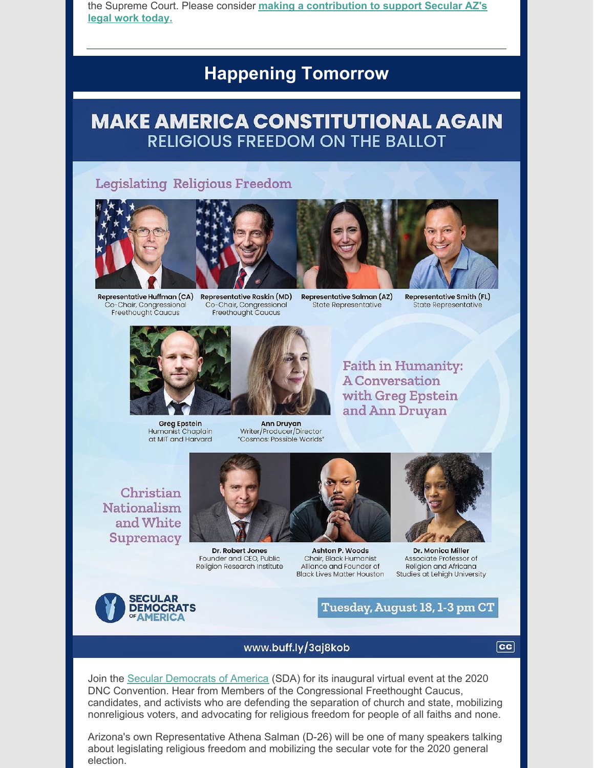the Supreme Court. Please consider **making a contribution to support Secular AZ's legal work today.**

---

## Happening Tomorrow

# MAKE AMERICA CONSTITUTIONAL AGAIN
## RELIGIOUS FREEDOM ON THE BALLOT

### Legislating Religious Freedom

**Representative Huffman (CA)**
Co-Chair, Congressional Freethought Caucus

**Representative Raskin (MD)**
Co-Chair, Congressional Freethought Caucus

**Representative Salman (AZ)**
State Representative

**Representative Smith (FL)**
State Representative

### Faith in Humanity: A Conversation with Greg Epstein and Ann Druyan

**Greg Epstein**
Humanist Chaplain at MIT and Harvard

**Ann Druyan**
Writer/Producer/Director "Cosmos: Possible Worlds"

### Christian Nationalism and White Supremacy

**Dr. Robert Jones**
Founder and CEO, Public Religion Research Institute

**Ashton P. Woods**
Chair, Black Humanist Alliance and Founder of Black Lives Matter Houston

**Dr. Monica Miller**
Associate Professor of Religion and Africana Studies at Lehigh University

SECULAR DEMOCRATS OF AMERICA

**Tuesday, August 18, 1-3 pm CT**

www.buff.ly/3aj8kob

CC

Join the Secular Democrats of America (SDA) for its inaugural virtual event at the 2020 DNC Convention. Hear from Members of the Congressional Freethought Caucus, candidates, and activists who are defending the separation of church and state, mobilizing nonreligious voters, and advocating for religious freedom for people of all faiths and none.

Arizona's own Representative Athena Salman (D-26) will be one of many speakers talking about legislating religious freedom and mobilizing the secular vote for the 2020 general election.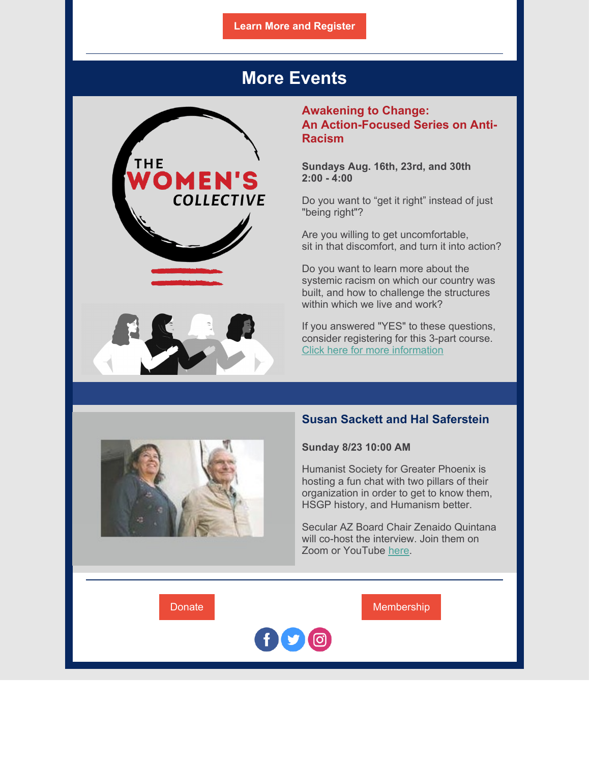Learn More and Register

## More Events

### Awakening to Change: An Action-Focused Series on Anti-Racism

**Sundays Aug. 16th, 23rd, and 30th**
**2:00 - 4:00**

Do you want to “get it right” instead of just "being right"?

Are you willing to get uncomfortable, sit in that discomfort, and turn it into action?

Do you want to learn more about the systemic racism on which our country was built, and how to challenge the structures within which we live and work?

If you answered "YES" to these questions, consider registering for this 3-part course. Click here for more information

### Susan Sackett and Hal Saferstein

**Sunday 8/23 10:00 AM**

Humanist Society for Greater Phoenix is hosting a fun chat with two pillars of their organization in order to get to know them, HSGP history, and Humanism better.

Secular AZ Board Chair Zenaido Quintana will co-host the interview. Join them on Zoom or YouTube here.

Donate

Membership